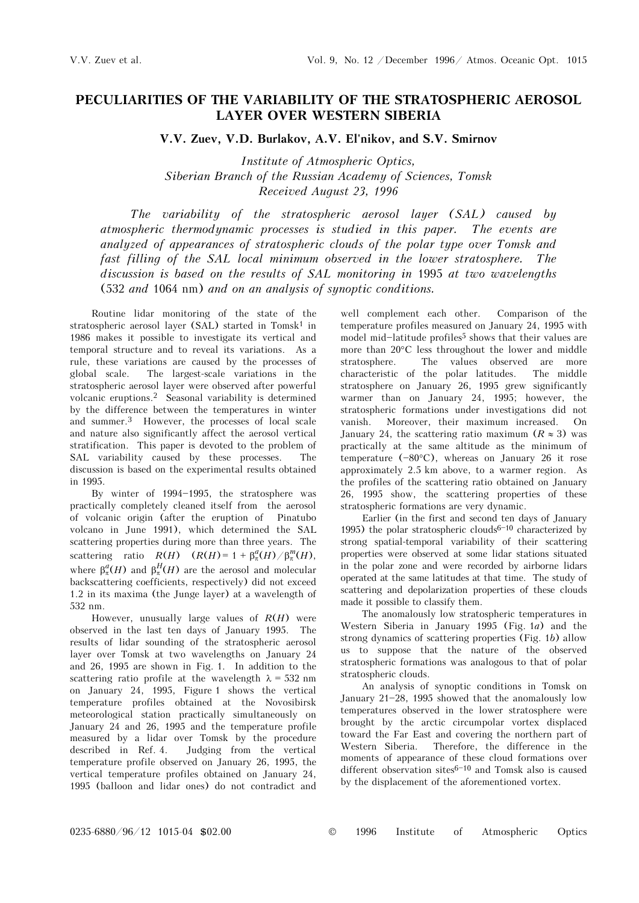# PECULIARITIES OF THE VARIABILITY OF THE STRATOSPHERIC AEROSOL LAYER OVER WESTERN SIBERIA

**V.V. Zuev, V.D. Burlakov, A.V. El'nikov, and S.V. Smirnov**

*Institute of Atmospheric Optics,*
*Siberian Branch of the Russian Academy of Sciences, Tomsk*
*Received August 23, 1996*

*The variability of the stratospheric aerosol layer (SAL) caused by atmospheric thermodynamic processes is studied in this paper. The events are analyzed of appearances of stratospheric clouds of the polar type over Tomsk and fast filling of the SAL local minimum observed in the lower stratosphere. The discussion is based on the results of SAL monitoring in 1995 at two wavelengths (532 and 1064 nm) and on an analysis of synoptic conditions.*

Routine lidar monitoring of the state of the stratospheric aerosol layer (SAL) started in Tomsk[1] in 1986 makes it possible to investigate its vertical and temporal structure and to reveal its variations. As a rule, these variations are caused by the processes of global scale. The largest-scale variations in the stratospheric aerosol layer were observed after powerful volcanic eruptions.[2] Seasonal variability is determined by the difference between the temperatures in winter and summer.[3] However, the processes of local scale and nature also significantly affect the aerosol vertical stratification. This paper is devoted to the problem of SAL variability caused by these processes. The discussion is based on the experimental results obtained in 1995.

By winter of 1994–1995, the stratosphere was practically completely cleaned itself from the aerosol of volcanic origin (after the eruption of Pinatubo volcano in June 1991), which determined the SAL scattering properties during more than three years. The scattering ratio $R(H)$ $(R(H) = 1 + \beta^a_\pi(H)/\beta^m_\pi(H)$, where $\beta^a_\pi(H)$ and $\beta^H_\pi(H)$ are the aerosol and molecular backscattering coefficients, respectively) did not exceed 1.2 in its maxima (the Junge layer) at a wavelength of 532 nm.

However, unusually large values of $R(H)$ were observed in the last ten days of January 1995. The results of lidar sounding of the stratospheric aerosol layer over Tomsk at two wavelengths on January 24 and 26, 1995 are shown in Fig. 1. In addition to the scattering ratio profile at the wavelength $\lambda = 532$ nm on January 24, 1995, Figure 1 shows the vertical temperature profiles obtained at the Novosibirsk meteorological station practically simultaneously on January 24 and 26, 1995 and the temperature profile measured by a lidar over Tomsk by the procedure described in Ref. 4. Judging from the vertical temperature profile observed on January 26, 1995, the vertical temperature profiles obtained on January 24, 1995 (balloon and lidar ones) do not contradict and well complement each other. Comparison of the temperature profiles measured on January 24, 1995 with model mid-latitude profiles[5] shows that their values are more than 20°C less throughout the lower and middle stratosphere. The values observed are more characteristic of the polar latitudes. The middle stratosphere on January 26, 1995 grew significantly warmer than on January 24, 1995; however, the stratospheric formations under investigations did not vanish. Moreover, their maximum increased. On January 24, the scattering ratio maximum ($R \approx 3$) was practically at the same altitude as the minimum of temperature (−80°C), whereas on January 26 it rose approximately 2.5 km above, to a warmer region. As the profiles of the scattering ratio obtained on January 26, 1995 show, the scattering properties of these stratospheric formations are very dynamic.

Earlier (in the first and second ten days of January 1995) the polar stratospheric clouds[6–10] characterized by strong spatial-temporal variability of their scattering properties were observed at some lidar stations situated in the polar zone and were recorded by airborne lidars operated at the same latitudes at that time. The study of scattering and depolarization properties of these clouds made it possible to classify them.

The anomalously low stratospheric temperatures in Western Siberia in January 1995 (Fig. 1*a*) and the strong dynamics of scattering properties (Fig. 1*b*) allow us to suppose that the nature of the observed stratospheric formations was analogous to that of polar stratospheric clouds.

An analysis of synoptic conditions in Tomsk on January 21–28, 1995 showed that the anomalously low temperatures observed in the lower stratosphere were brought by the arctic circumpolar vortex displaced toward the Far East and covering the northern part of Western Siberia. Therefore, the difference in the moments of appearance of these cloud formations over different observation sites[6–10] and Tomsk also is caused by the displacement of the aforementioned vortex.

0235-6880/96/12 1015-04 $02.00 © 1996 Institute of Atmospheric Optics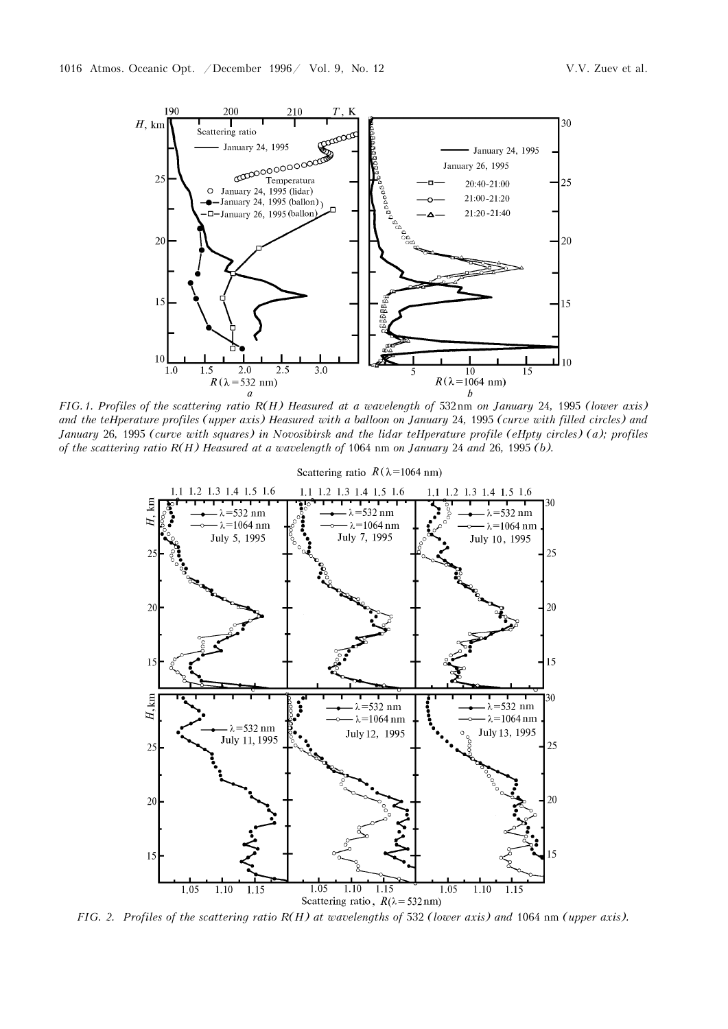*FIG. 1. Profiles of the scattering ratio R(H) Heasured at a wavelength of* 532 nm *on January* 24, 1995 *(lower axis) and the teHperature profiles (upper axis) Heasured with a balloon on January* 24, 1995 *(curve with filled circles) and January* 26, 1995 *(curve with squares) in Novosibirsk and the lidar teHperature profile (eHpty circles) (a); profiles of the scattering ratio R(H) Heasured at a wavelength of* 1064 nm *on January* 24 *and* 26, 1995 *(b).*

*FIG. 2. Profiles of the scattering ratio R(H) at wavelengths of* 532 *(lower axis) and* 1064 nm *(upper axis).*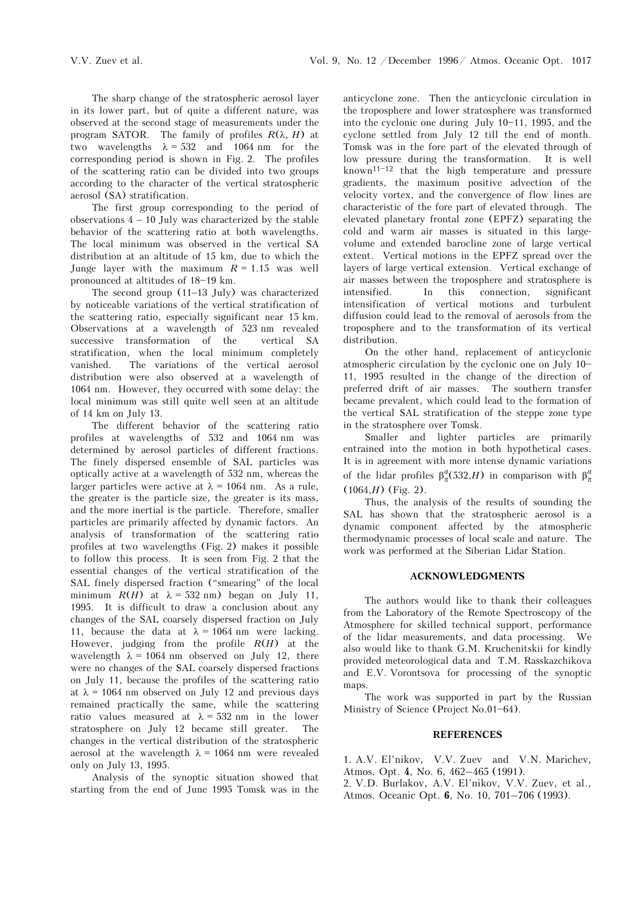The sharp change of the stratospheric aerosol layer in its lower part, but of quite a different nature, was observed at the second stage of measurements under the program SATOR. The family of profiles $R(\lambda, H)$ at two wavelengths $\lambda = 532$ and 1064 nm for the corresponding period is shown in Fig. 2. The profiles of the scattering ratio can be divided into two groups according to the character of the vertical stratospheric aerosol (SA) stratification.

The first group corresponding to the period of observations 4 – 10 July was characterized by the stable behavior of the scattering ratio at both wavelengths. The local minimum was observed in the vertical SA distribution at an altitude of 15 km, due to which the Junge layer with the maximum $R = 1.15$ was well pronounced at altitudes of 18–19 km.

The second group (11–13 July) was characterized by noticeable variations of the vertical stratification of the scattering ratio, especially significant near 15 km. Observations at a wavelength of 523 nm revealed successive transformation of the vertical SA stratification, when the local minimum completely vanished. The variations of the vertical aerosol distribution were also observed at a wavelength of 1064 nm. However, they occurred with some delay: the local minimum was still quite well seen at an altitude of 14 km on July 13.

The different behavior of the scattering ratio profiles at wavelengths of 532 and 1064 nm was determined by aerosol particles of different fractions. The finely dispersed ensemble of SAL particles was optically active at a wavelength of 532 nm, whereas the larger particles were active at $\lambda = 1064$ nm. As a rule, the greater is the particle size, the greater is its mass, and the more inertial is the particle. Therefore, smaller particles are primarily affected by dynamic factors. An analysis of transformation of the scattering ratio profiles at two wavelengths (Fig. 2) makes it possible to follow this process. It is seen from Fig. 2 that the essential changes of the vertical stratification of the SAL finely dispersed fraction ("smearing" of the local minimum $R(H)$ at $\lambda = 532$ nm) began on July 11, 1995. It is difficult to draw a conclusion about any changes of the SAL coarsely dispersed fraction on July 11, because the data at $\lambda = 1064$ nm were lacking. However, judging from the profile $R(H)$ at the wavelength $\lambda = 1064$ nm observed on July 12, there were no changes of the SAL coarsely dispersed fractions on July 11, because the profiles of the scattering ratio at $\lambda = 1064$ nm observed on July 12 and previous days remained practically the same, while the scattering ratio values measured at $\lambda = 532$ nm in the lower stratosphere on July 12 became still greater. The changes in the vertical distribution of the stratospheric aerosol at the wavelength $\lambda = 1064$ nm were revealed only on July 13, 1995.

Analysis of the synoptic situation showed that starting from the end of June 1995 Tomsk was in the anticyclone zone. Then the anticyclonic circulation in the troposphere and lower stratosphere was transformed into the cyclonic one during July 10–11, 1995, and the cyclone settled from July 12 till the end of month. Tomsk was in the fore part of the elevated through of low pressure during the transformation. It is well known[11–12] that the high temperature and pressure gradients, the maximum positive advection of the velocity vortex, and the convergence of flow lines are characteristic of the fore part of elevated through. The elevated planetary frontal zone (EPFZ) separating the cold and warm air masses is situated in this large-volume and extended barocline zone of large vertical extent. Vertical motions in the EPFZ spread over the layers of large vertical extension. Vertical exchange of air masses between the troposphere and stratosphere is intensified. In this connection, significant intensification of vertical motions and turbulent diffusion could lead to the removal of aerosols from the troposphere and to the transformation of its vertical distribution.

On the other hand, replacement of anticyclonic atmospheric circulation by the cyclonic one on July 10–11, 1995 resulted in the change of the direction of preferred drift of air masses. The southern transfer became prevalent, which could lead to the formation of the vertical SAL stratification of the steppe zone type in the stratosphere over Tomsk.

Smaller and lighter particles are primarily entrained into the motion in both hypothetical cases. It is in agreement with more intense dynamic variations of the lidar profiles $\beta_\pi^a(532,H)$ in comparison with $\beta_\pi^a(1064,H)$ (Fig. 2).

Thus, the analysis of the results of sounding the SAL has shown that the stratospheric aerosol is a dynamic component affected by the atmospheric thermodynamic processes of local scale and nature. The work was performed at the Siberian Lidar Station.

## ACKNOWLEDGMENTS

The authors would like to thank their colleagues from the Laboratory of the Remote Spectroscopy of the Atmosphere for skilled technical support, performance of the lidar measurements, and data processing. We also would like to thank G.M. Kruchenitskii for kindly provided meteorological data and T.M. Rasskazchikova and E.V. Vorontsova for processing of the synoptic maps.

The work was supported in part by the Russian Ministry of Science (Project No.01–64).

## REFERENCES

1. A.V. El'nikov, V.V. Zuev and V.N. Marichev, Atmos. Opt. **4**, No. 6, 462–465 (1991).
2. V.D. Burlakov, A.V. El'nikov, V.V. Zuev, et al., Atmos. Oceanic Opt. **6**, No. 10, 701–706 (1993).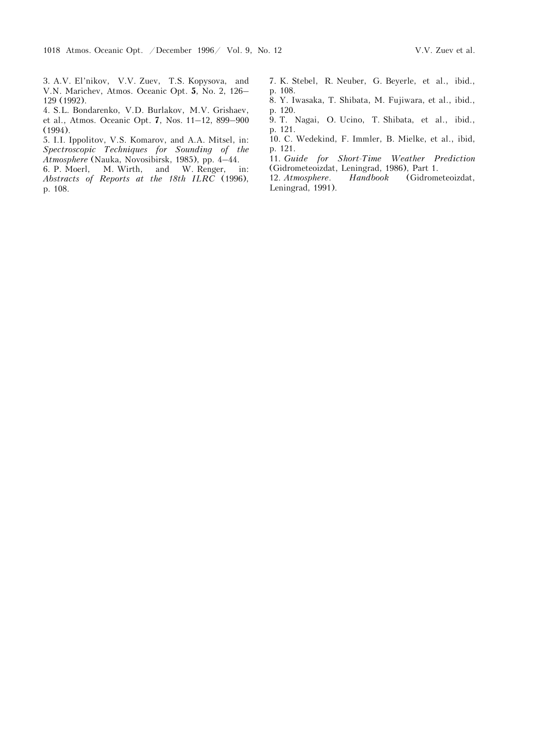3. A.V. El'nikov, V.V. Zuev, T.S. Kopysova, and V.N. Marichev, Atmos. Oceanic Opt. **5**, No. 2, 126–129 (1992).

4. S.L. Bondarenko, V.D. Burlakov, M.V. Grishaev, et al., Atmos. Oceanic Opt. **7**, Nos. 11–12, 899–900 (1994).

5. I.I. Ippolitov, V.S. Komarov, and A.A. Mitsel, in: *Spectroscopic Techniques for Sounding of the Atmosphere* (Nauka, Novosibirsk, 1985), pp. 4–44.

6. P. Moerl, M. Wirth, and W. Renger, in: *Abstracts of Reports at the 18th ILRC* (1996), p. 108.

7. K. Stebel, R. Neuber, G. Beyerle, et al., ibid., p. 108.

8. Y. Iwasaka, T. Shibata, M. Fujiwara, et al., ibid., p. 120.

9. T. Nagai, O. Ucino, T. Shibata, et al., ibid., p. 121.

10. C. Wedekind, F. Immler, B. Mielke, et al., ibid, p. 121.

11. *Guide for Short-Time Weather Prediction* (Gidrometeoizdat, Leningrad, 1986), Part 1.

12. *Atmosphere. Handbook* (Gidrometeoizdat, Leningrad, 1991).